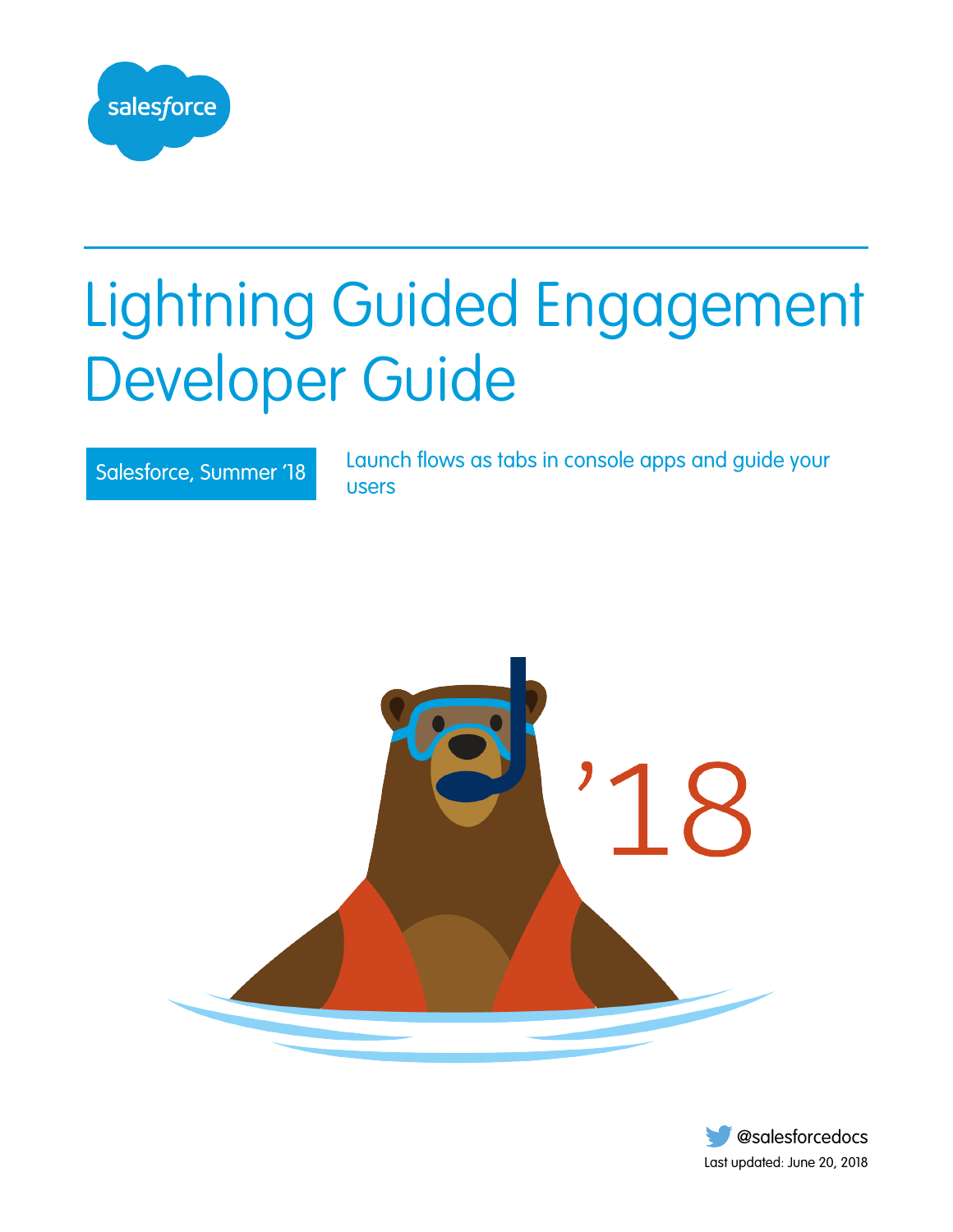# Lightning Guided Engagement Developer Guide

Salesforce, Summer '18

Launch flows as tabs in console apps and guide your users

@salesforcedocs

Last updated: June 20, 2018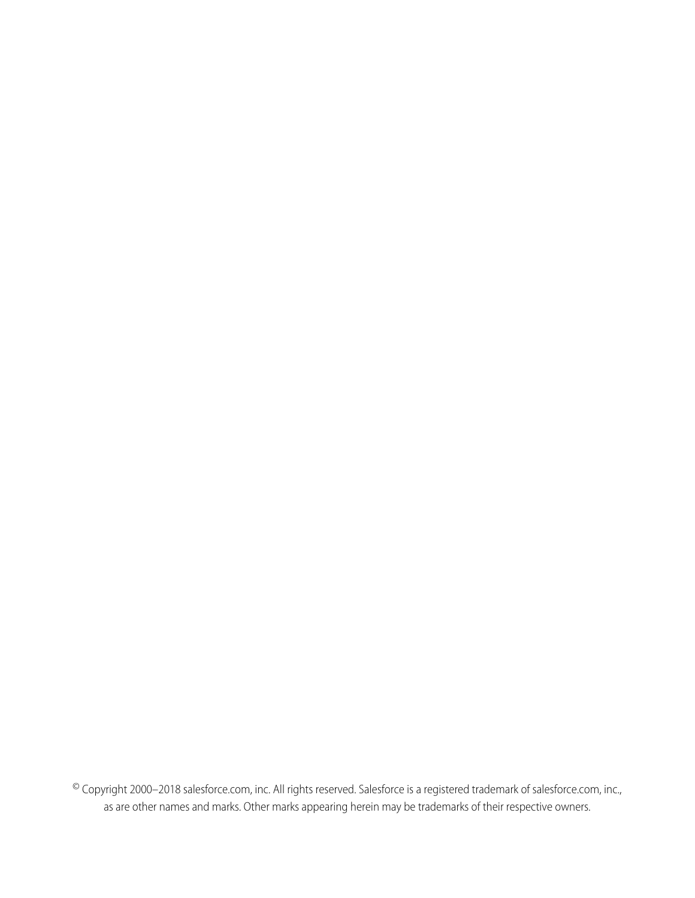© Copyright 2000–2018 salesforce.com, inc. All rights reserved. Salesforce is a registered trademark of salesforce.com, inc., as are other names and marks. Other marks appearing herein may be trademarks of their respective owners.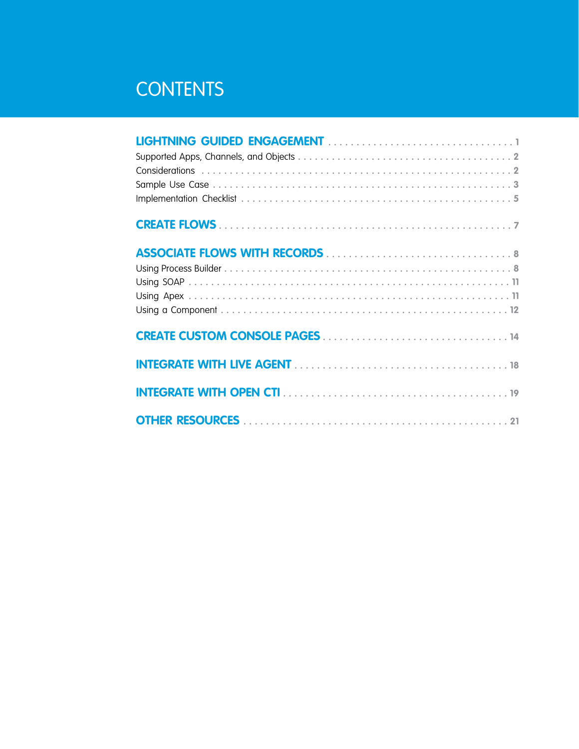# CONTENTS

**LIGHTNING GUIDED ENGAGEMENT** . . . . . . . . . . . . . . . . . . . . . . . . . . . . . . . . . . 1

Supported Apps, Channels, and Objects . . . . . . . . . . . . . . . . . . . . . . . . . . . . . . . . . . . . . . 2

Considerations . . . . . . . . . . . . . . . . . . . . . . . . . . . . . . . . . . . . . . . . . . . . . . . . . . . . . . . . . 2

Sample Use Case . . . . . . . . . . . . . . . . . . . . . . . . . . . . . . . . . . . . . . . . . . . . . . . . . . . . . . . 3

Implementation Checklist . . . . . . . . . . . . . . . . . . . . . . . . . . . . . . . . . . . . . . . . . . . . . . . . . 5

**CREATE FLOWS** . . . . . . . . . . . . . . . . . . . . . . . . . . . . . . . . . . . . . . . . . . . . . . . . . . . . 7

**ASSOCIATE FLOWS WITH RECORDS** . . . . . . . . . . . . . . . . . . . . . . . . . . . . . . . . . . 8

Using Process Builder . . . . . . . . . . . . . . . . . . . . . . . . . . . . . . . . . . . . . . . . . . . . . . . . . . . . 8

Using SOAP . . . . . . . . . . . . . . . . . . . . . . . . . . . . . . . . . . . . . . . . . . . . . . . . . . . . . . . . . . . 11

Using Apex . . . . . . . . . . . . . . . . . . . . . . . . . . . . . . . . . . . . . . . . . . . . . . . . . . . . . . . . . . . 11

Using a Component . . . . . . . . . . . . . . . . . . . . . . . . . . . . . . . . . . . . . . . . . . . . . . . . . . . . . 12

**CREATE CUSTOM CONSOLE PAGES** . . . . . . . . . . . . . . . . . . . . . . . . . . . . . . . . . 14

**INTEGRATE WITH LIVE AGENT** . . . . . . . . . . . . . . . . . . . . . . . . . . . . . . . . . . . . . . 18

**INTEGRATE WITH OPEN CTI** . . . . . . . . . . . . . . . . . . . . . . . . . . . . . . . . . . . . . . . . 19

**OTHER RESOURCES** . . . . . . . . . . . . . . . . . . . . . . . . . . . . . . . . . . . . . . . . . . . . . . . 21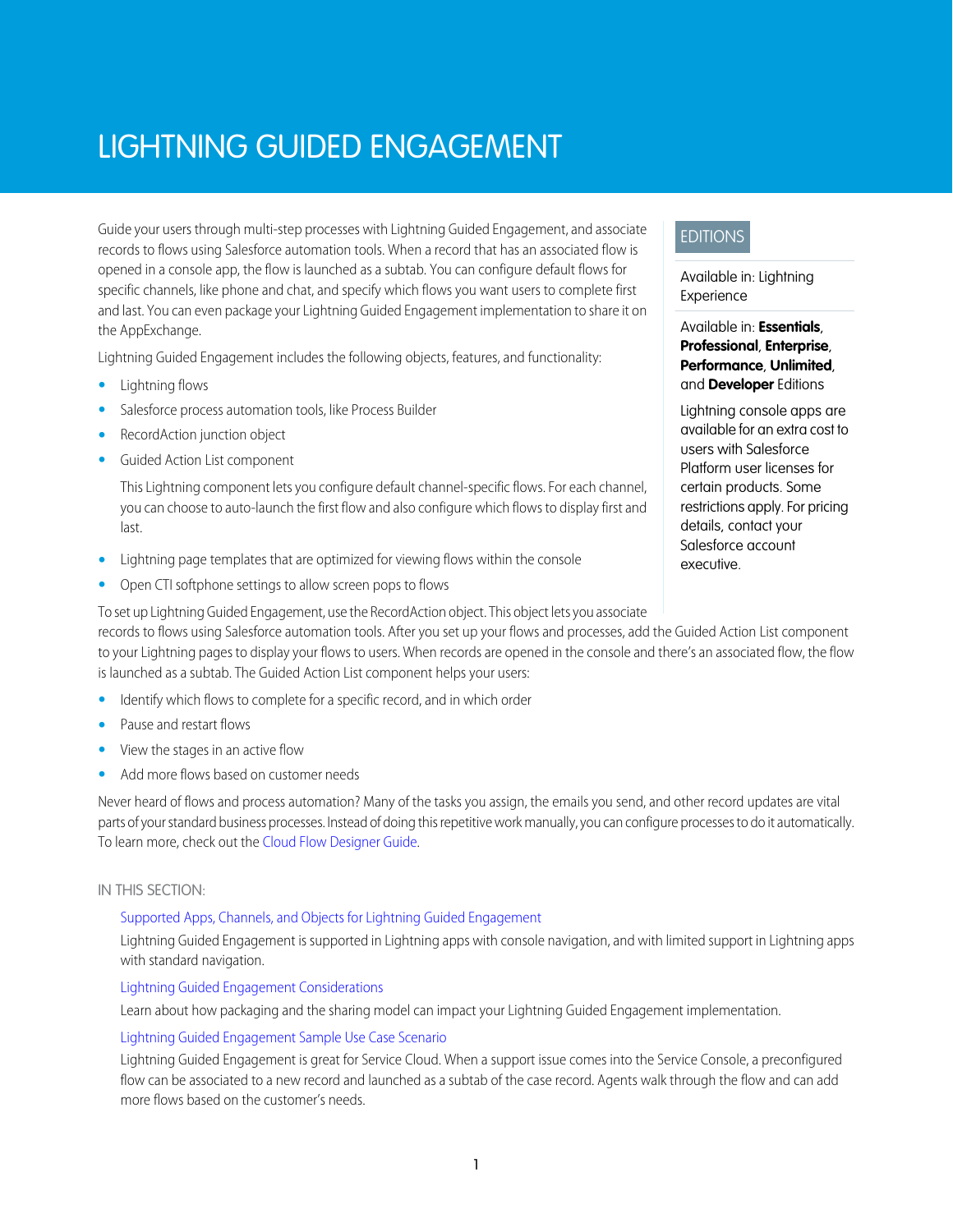# LIGHTNING GUIDED ENGAGEMENT

Guide your users through multi-step processes with Lightning Guided Engagement, and associate records to flows using Salesforce automation tools. When a record that has an associated flow is opened in a console app, the flow is launched as a subtab. You can configure default flows for specific channels, like phone and chat, and specify which flows you want users to complete first and last. You can even package your Lightning Guided Engagement implementation to share it on the AppExchange.

EDITIONS

Available in: Lightning Experience

Available in: **Essentials**, **Professional**, **Enterprise**, **Performance**, **Unlimited**, and **Developer** Editions

Lightning console apps are available for an extra cost to users with Salesforce Platform user licenses for certain products. Some restrictions apply. For pricing details, contact your Salesforce account executive.

Lightning Guided Engagement includes the following objects, features, and functionality:

- Lightning flows
- Salesforce process automation tools, like Process Builder
- RecordAction junction object
- Guided Action List component

  This Lightning component lets you configure default channel-specific flows. For each channel, you can choose to auto-launch the first flow and also configure which flows to display first and last.

- Lightning page templates that are optimized for viewing flows within the console
- Open CTI softphone settings to allow screen pops to flows

To set up Lightning Guided Engagement, use the RecordAction object. This object lets you associate records to flows using Salesforce automation tools. After you set up your flows and processes, add the Guided Action List component to your Lightning pages to display your flows to users. When records are opened in the console and there's an associated flow, the flow is launched as a subtab. The Guided Action List component helps your users:

- Identify which flows to complete for a specific record, and in which order
- Pause and restart flows
- View the stages in an active flow
- Add more flows based on customer needs

Never heard of flows and process automation? Many of the tasks you assign, the emails you send, and other record updates are vital parts of your standard business processes. Instead of doing this repetitive work manually, you can configure processes to do it automatically. To learn more, check out the Cloud Flow Designer Guide.

IN THIS SECTION:

Supported Apps, Channels, and Objects for Lightning Guided Engagement

Lightning Guided Engagement is supported in Lightning apps with console navigation, and with limited support in Lightning apps with standard navigation.

Lightning Guided Engagement Considerations

Learn about how packaging and the sharing model can impact your Lightning Guided Engagement implementation.

Lightning Guided Engagement Sample Use Case Scenario

Lightning Guided Engagement is great for Service Cloud. When a support issue comes into the Service Console, a preconfigured flow can be associated to a new record and launched as a subtab of the case record. Agents walk through the flow and can add more flows based on the customer's needs.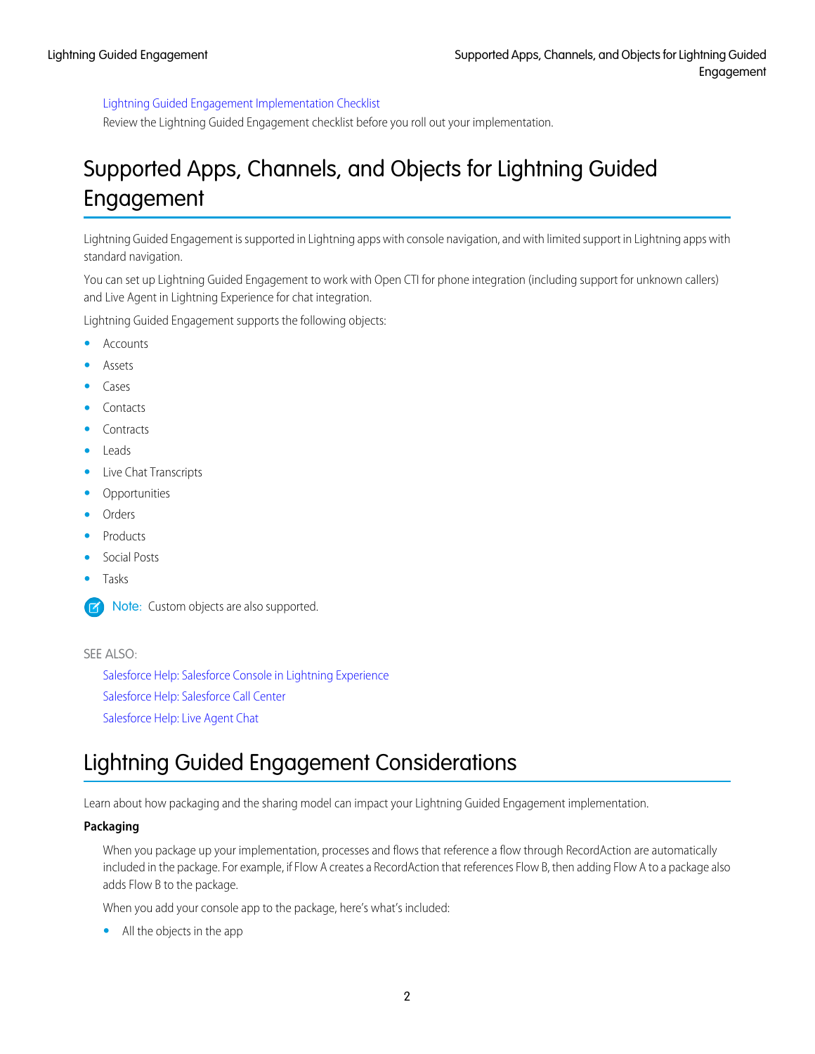[Lightning Guided Engagement Implementation Checklist](#)

Review the Lightning Guided Engagement checklist before you roll out your implementation.

# Supported Apps, Channels, and Objects for Lightning Guided Engagement

Lightning Guided Engagement is supported in Lightning apps with console navigation, and with limited support in Lightning apps with standard navigation.

You can set up Lightning Guided Engagement to work with Open CTI for phone integration (including support for unknown callers) and Live Agent in Lightning Experience for chat integration.

Lightning Guided Engagement supports the following objects:

- Accounts
- Assets
- Cases
- Contacts
- Contracts
- Leads
- Live Chat Transcripts
- Opportunities
- Orders
- Products
- Social Posts
- Tasks

> **Note:** Custom objects are also supported.

SEE ALSO:

[Salesforce Help: Salesforce Console in Lightning Experience](#)

[Salesforce Help: Salesforce Call Center](#)

[Salesforce Help: Live Agent Chat](#)

# Lightning Guided Engagement Considerations

Learn about how packaging and the sharing model can impact your Lightning Guided Engagement implementation.

**Packaging**

When you package up your implementation, processes and flows that reference a flow through RecordAction are automatically included in the package. For example, if Flow A creates a RecordAction that references Flow B, then adding Flow A to a package also adds Flow B to the package.

When you add your console app to the package, here's what's included:

- All the objects in the app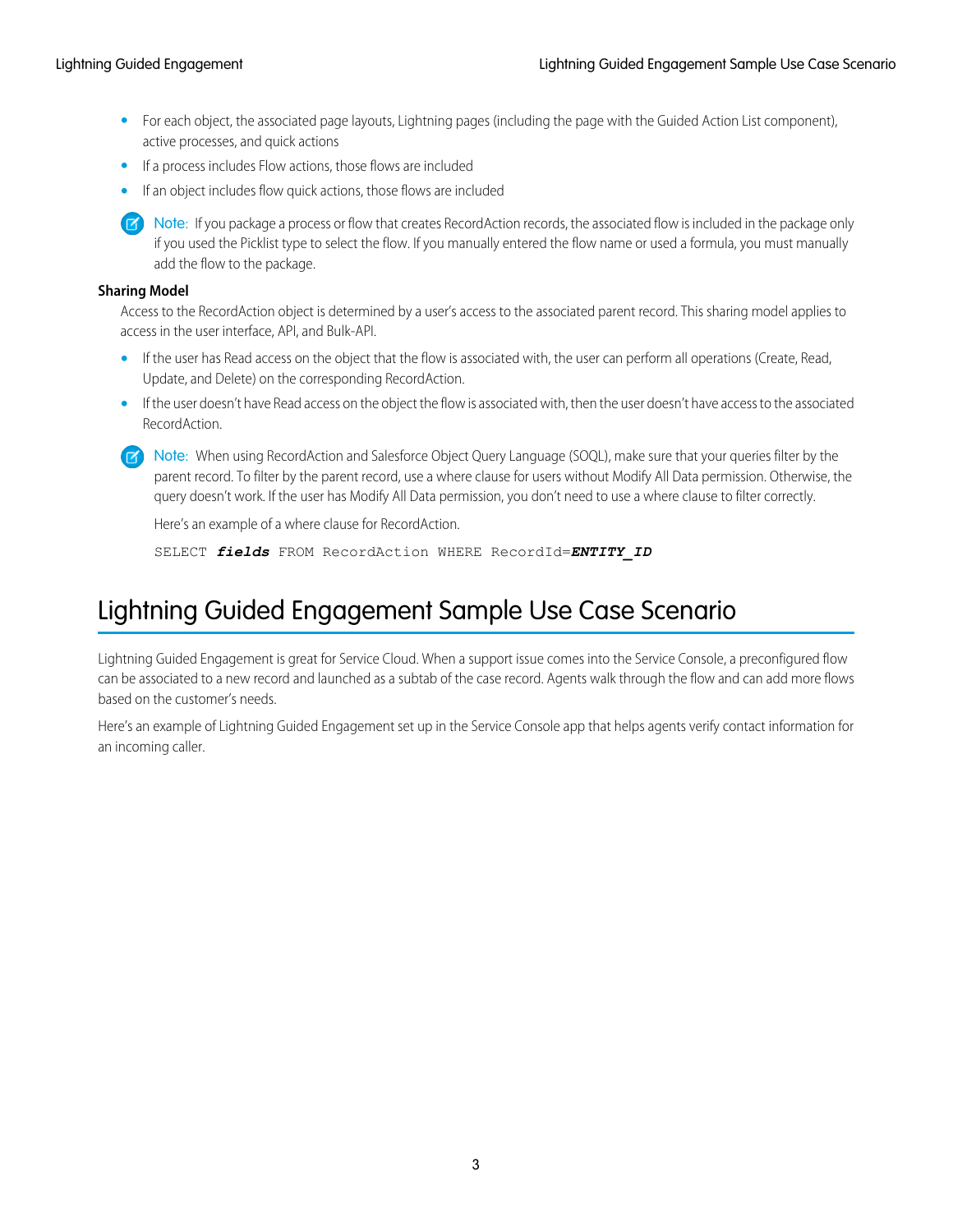- For each object, the associated page layouts, Lightning pages (including the page with the Guided Action List component), active processes, and quick actions
- If a process includes Flow actions, those flows are included
- If an object includes flow quick actions, those flows are included

> Note: If you package a process or flow that creates RecordAction records, the associated flow is included in the package only if you used the Picklist type to select the flow. If you manually entered the flow name or used a formula, you must manually add the flow to the package.

**Sharing Model**

Access to the RecordAction object is determined by a user's access to the associated parent record. This sharing model applies to access in the user interface, API, and Bulk-API.

- If the user has Read access on the object that the flow is associated with, the user can perform all operations (Create, Read, Update, and Delete) on the corresponding RecordAction.
- If the user doesn't have Read access on the object the flow is associated with, then the user doesn't have access to the associated RecordAction.

> Note: When using RecordAction and Salesforce Object Query Language (SOQL), make sure that your queries filter by the parent record. To filter by the parent record, use a where clause for users without Modify All Data permission. Otherwise, the query doesn't work. If the user has Modify All Data permission, you don't need to use a where clause to filter correctly.
>
> Here's an example of a where clause for RecordAction.
>
> ```
> SELECT fields FROM RecordAction WHERE RecordId=ENTITY_ID
> ```

# Lightning Guided Engagement Sample Use Case Scenario

Lightning Guided Engagement is great for Service Cloud. When a support issue comes into the Service Console, a preconfigured flow can be associated to a new record and launched as a subtab of the case record. Agents walk through the flow and can add more flows based on the customer's needs.

Here's an example of Lightning Guided Engagement set up in the Service Console app that helps agents verify contact information for an incoming caller.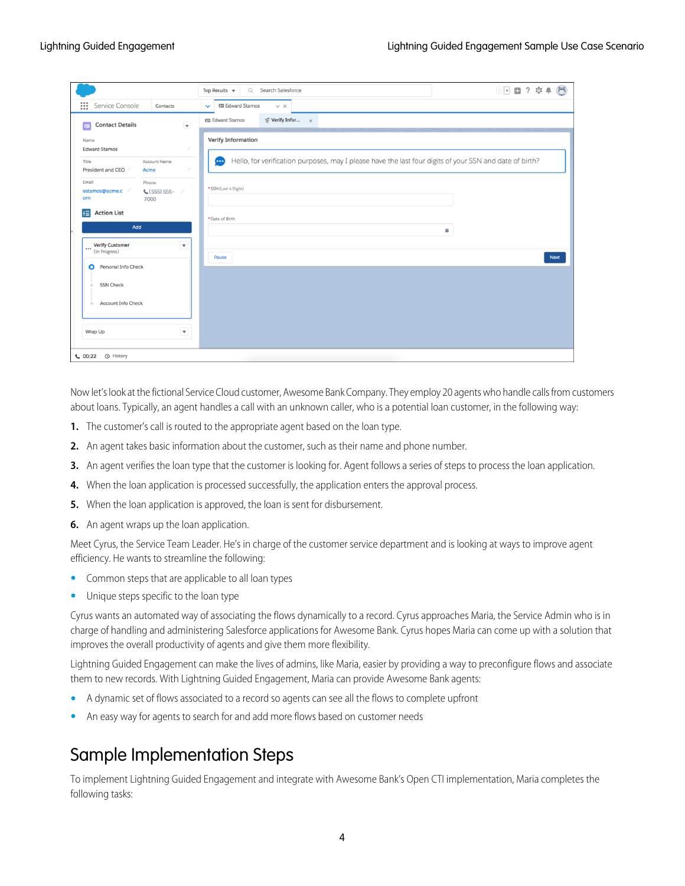Now let's look at the fictional Service Cloud customer, Awesome Bank Company. They employ 20 agents who handle calls from customers about loans. Typically, an agent handles a call with an unknown caller, who is a potential loan customer, in the following way:

1. The customer's call is routed to the appropriate agent based on the loan type.
2. An agent takes basic information about the customer, such as their name and phone number.
3. An agent verifies the loan type that the customer is looking for. Agent follows a series of steps to process the loan application.
4. When the loan application is processed successfully, the application enters the approval process.
5. When the loan application is approved, the loan is sent for disbursement.
6. An agent wraps up the loan application.

Meet Cyrus, the Service Team Leader. He's in charge of the customer service department and is looking at ways to improve agent efficiency. He wants to streamline the following:

- Common steps that are applicable to all loan types
- Unique steps specific to the loan type

Cyrus wants an automated way of associating the flows dynamically to a record. Cyrus approaches Maria, the Service Admin who is in charge of handling and administering Salesforce applications for Awesome Bank. Cyrus hopes Maria can come up with a solution that improves the overall productivity of agents and give them more flexibility.

Lightning Guided Engagement can make the lives of admins, like Maria, easier by providing a way to preconfigure flows and associate them to new records. With Lightning Guided Engagement, Maria can provide Awesome Bank agents:

- A dynamic set of flows associated to a record so agents can see all the flows to complete upfront
- An easy way for agents to search for and add more flows based on customer needs

# Sample Implementation Steps

To implement Lightning Guided Engagement and integrate with Awesome Bank's Open CTI implementation, Maria completes the following tasks: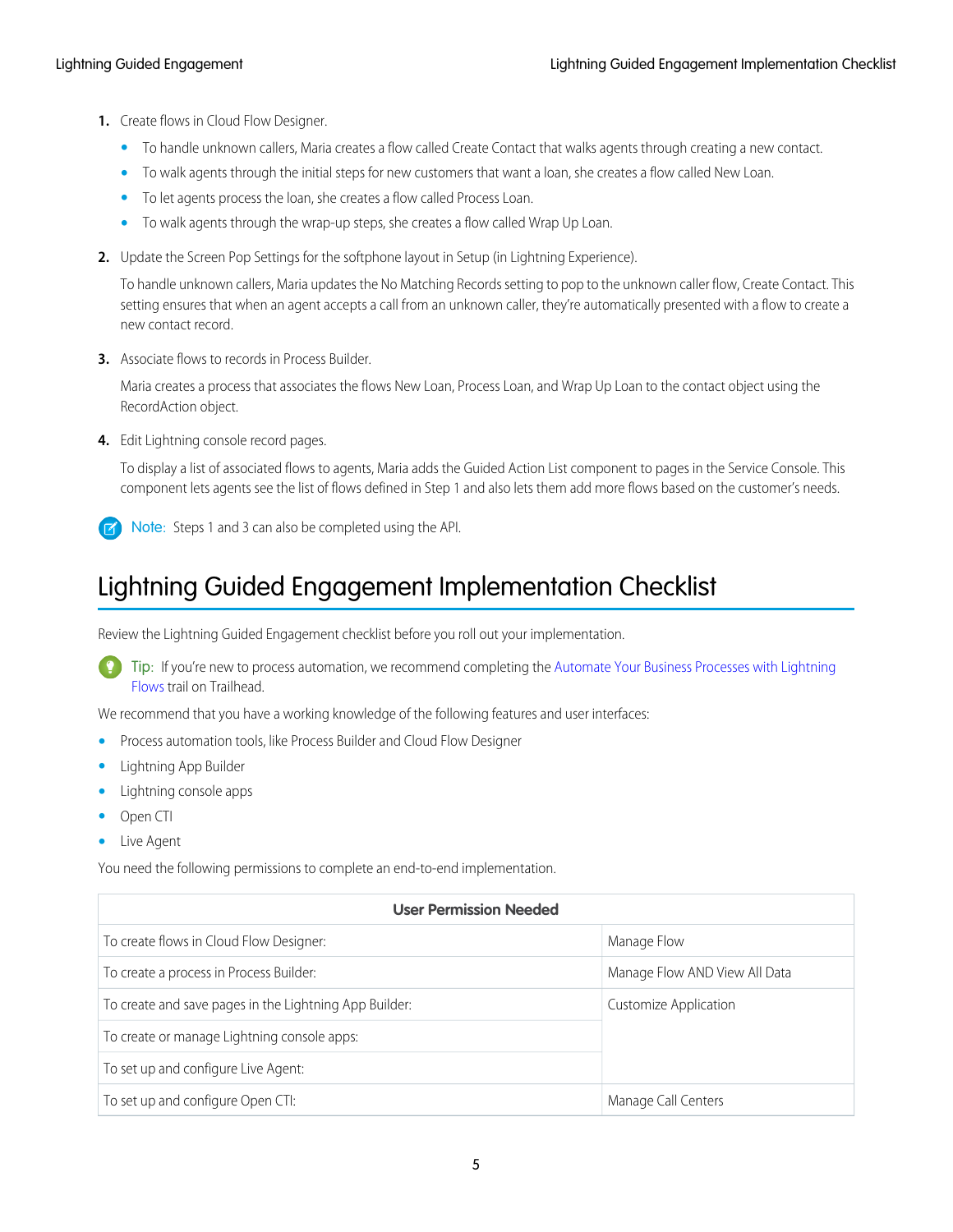1. Create flows in Cloud Flow Designer.
   - To handle unknown callers, Maria creates a flow called Create Contact that walks agents through creating a new contact.
   - To walk agents through the initial steps for new customers that want a loan, she creates a flow called New Loan.
   - To let agents process the loan, she creates a flow called Process Loan.
   - To walk agents through the wrap-up steps, she creates a flow called Wrap Up Loan.

2. Update the Screen Pop Settings for the softphone layout in Setup (in Lightning Experience).

   To handle unknown callers, Maria updates the No Matching Records setting to pop to the unknown caller flow, Create Contact. This setting ensures that when an agent accepts a call from an unknown caller, they're automatically presented with a flow to create a new contact record.

3. Associate flows to records in Process Builder.

   Maria creates a process that associates the flows New Loan, Process Loan, and Wrap Up Loan to the contact object using the RecordAction object.

4. Edit Lightning console record pages.

   To display a list of associated flows to agents, Maria adds the Guided Action List component to pages in the Service Console. This component lets agents see the list of flows defined in Step 1 and also lets them add more flows based on the customer's needs.

Note: Steps 1 and 3 can also be completed using the API.

# Lightning Guided Engagement Implementation Checklist

Review the Lightning Guided Engagement checklist before you roll out your implementation.

Tip: If you're new to process automation, we recommend completing the Automate Your Business Processes with Lightning Flows trail on Trailhead.

We recommend that you have a working knowledge of the following features and user interfaces:

- Process automation tools, like Process Builder and Cloud Flow Designer
- Lightning App Builder
- Lightning console apps
- Open CTI
- Live Agent

You need the following permissions to complete an end-to-end implementation.

| User Permission Needed | |
|---|---|
| To create flows in Cloud Flow Designer: | Manage Flow |
| To create a process in Process Builder: | Manage Flow AND View All Data |
| To create and save pages in the Lightning App Builder: | Customize Application |
| To create or manage Lightning console apps: | |
| To set up and configure Live Agent: | |
| To set up and configure Open CTI: | Manage Call Centers |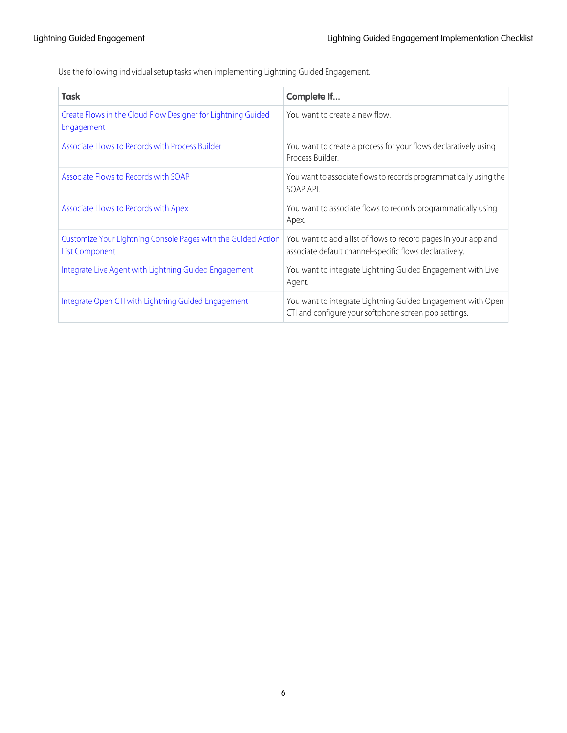Use the following individual setup tasks when implementing Lightning Guided Engagement.

| Task | Complete If... |
| --- | --- |
| Create Flows in the Cloud Flow Designer for Lightning Guided Engagement | You want to create a new flow. |
| Associate Flows to Records with Process Builder | You want to create a process for your flows declaratively using Process Builder. |
| Associate Flows to Records with SOAP | You want to associate flows to records programmatically using the SOAP API. |
| Associate Flows to Records with Apex | You want to associate flows to records programmatically using Apex. |
| Customize Your Lightning Console Pages with the Guided Action List Component | You want to add a list of flows to record pages in your app and associate default channel-specific flows declaratively. |
| Integrate Live Agent with Lightning Guided Engagement | You want to integrate Lightning Guided Engagement with Live Agent. |
| Integrate Open CTI with Lightning Guided Engagement | You want to integrate Lightning Guided Engagement with Open CTI and configure your softphone screen pop settings. |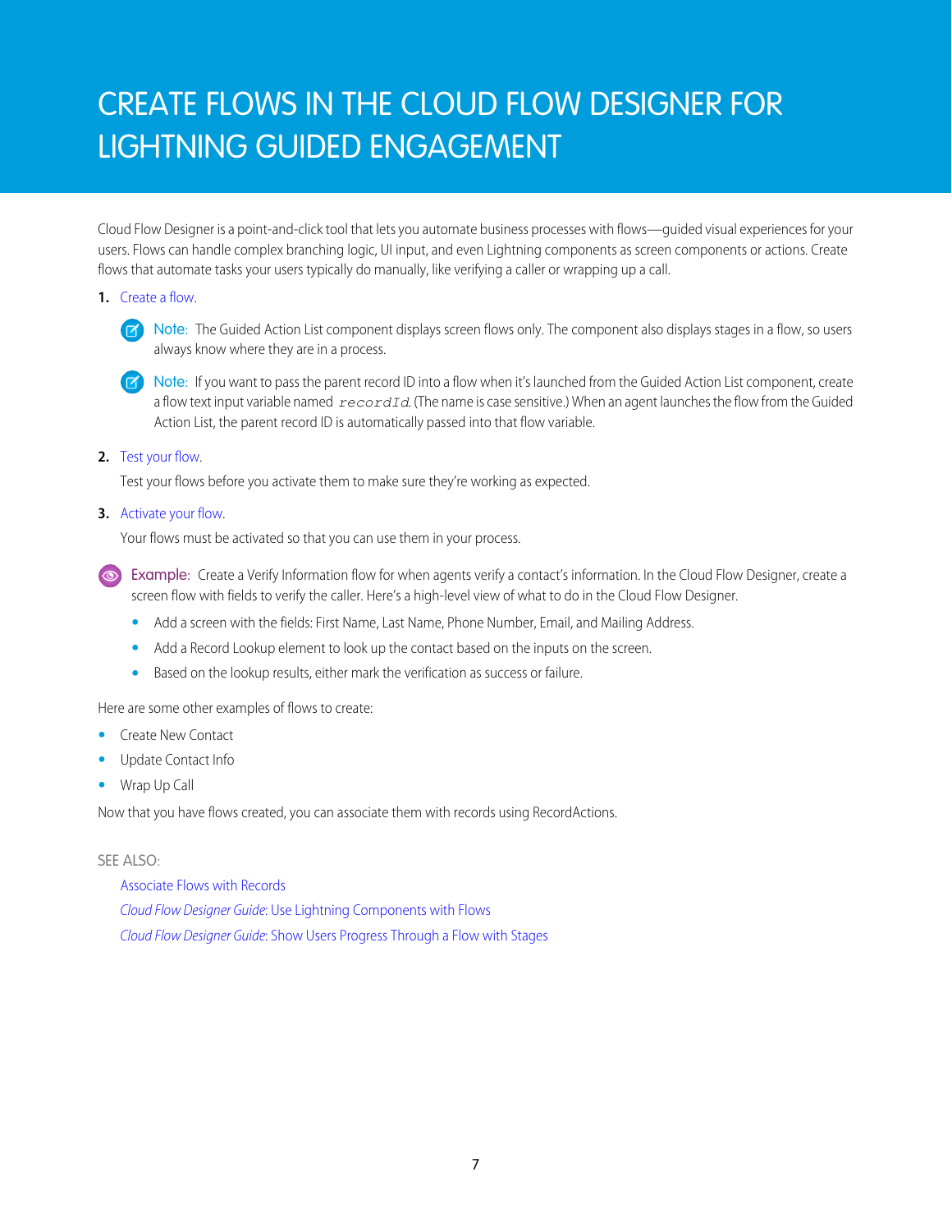# CREATE FLOWS IN THE CLOUD FLOW DESIGNER FOR LIGHTNING GUIDED ENGAGEMENT

Cloud Flow Designer is a point-and-click tool that lets you automate business processes with flows—guided visual experiences for your users. Flows can handle complex branching logic, UI input, and even Lightning components as screen components or actions. Create flows that automate tasks your users typically do manually, like verifying a caller or wrapping up a call.

1. Create a flow.

   > **Note:** The Guided Action List component displays screen flows only. The component also displays stages in a flow, so users always know where they are in a process.

   > **Note:** If you want to pass the parent record ID into a flow when it's launched from the Guided Action List component, create a flow text input variable named `recordId`. (The name is case sensitive.) When an agent launches the flow from the Guided Action List, the parent record ID is automatically passed into that flow variable.

2. Test your flow.

   Test your flows before you activate them to make sure they're working as expected.

3. Activate your flow.

   Your flows must be activated so that you can use them in your process.

> **Example:** Create a Verify Information flow for when agents verify a contact's information. In the Cloud Flow Designer, create a screen flow with fields to verify the caller. Here's a high-level view of what to do in the Cloud Flow Designer.
>
> - Add a screen with the fields: First Name, Last Name, Phone Number, Email, and Mailing Address.
> - Add a Record Lookup element to look up the contact based on the inputs on the screen.
> - Based on the lookup results, either mark the verification as success or failure.

Here are some other examples of flows to create:

- Create New Contact
- Update Contact Info
- Wrap Up Call

Now that you have flows created, you can associate them with records using RecordActions.

SEE ALSO:

Associate Flows with Records

*Cloud Flow Designer Guide*: Use Lightning Components with Flows

*Cloud Flow Designer Guide*: Show Users Progress Through a Flow with Stages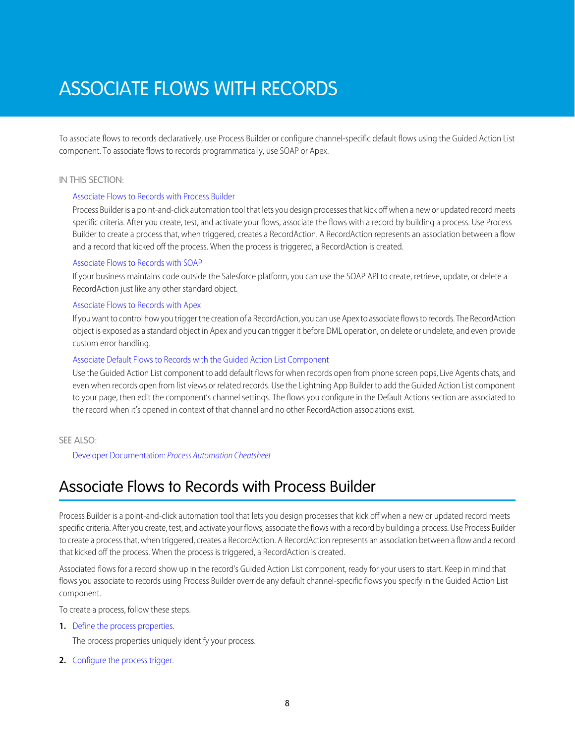# ASSOCIATE FLOWS WITH RECORDS

To associate flows to records declaratively, use Process Builder or configure channel-specific default flows using the Guided Action List component. To associate flows to records programmatically, use SOAP or Apex.

IN THIS SECTION:

[Associate Flows to Records with Process Builder](#)

Process Builder is a point-and-click automation tool that lets you design processes that kick off when a new or updated record meets specific criteria. After you create, test, and activate your flows, associate the flows with a record by building a process. Use Process Builder to create a process that, when triggered, creates a RecordAction. A RecordAction represents an association between a flow and a record that kicked off the process. When the process is triggered, a RecordAction is created.

[Associate Flows to Records with SOAP](#)

If your business maintains code outside the Salesforce platform, you can use the SOAP API to create, retrieve, update, or delete a RecordAction just like any other standard object.

[Associate Flows to Records with Apex](#)

If you want to control how you trigger the creation of a RecordAction, you can use Apex to associate flows to records. The RecordAction object is exposed as a standard object in Apex and you can trigger it before DML operation, on delete or undelete, and even provide custom error handling.

[Associate Default Flows to Records with the Guided Action List Component](#)

Use the Guided Action List component to add default flows for when records open from phone screen pops, Live Agents chats, and even when records open from list views or related records. Use the Lightning App Builder to add the Guided Action List component to your page, then edit the component's channel settings. The flows you configure in the Default Actions section are associated to the record when it's opened in context of that channel and no other RecordAction associations exist.

SEE ALSO:

Developer Documentation: *Process Automation Cheatsheet*

## Associate Flows to Records with Process Builder

Process Builder is a point-and-click automation tool that lets you design processes that kick off when a new or updated record meets specific criteria. After you create, test, and activate your flows, associate the flows with a record by building a process. Use Process Builder to create a process that, when triggered, creates a RecordAction. A RecordAction represents an association between a flow and a record that kicked off the process. When the process is triggered, a RecordAction is created.

Associated flows for a record show up in the record's Guided Action List component, ready for your users to start. Keep in mind that flows you associate to records using Process Builder override any default channel-specific flows you specify in the Guided Action List component.

To create a process, follow these steps.

1. Define the process properties.

   The process properties uniquely identify your process.

2. Configure the process trigger.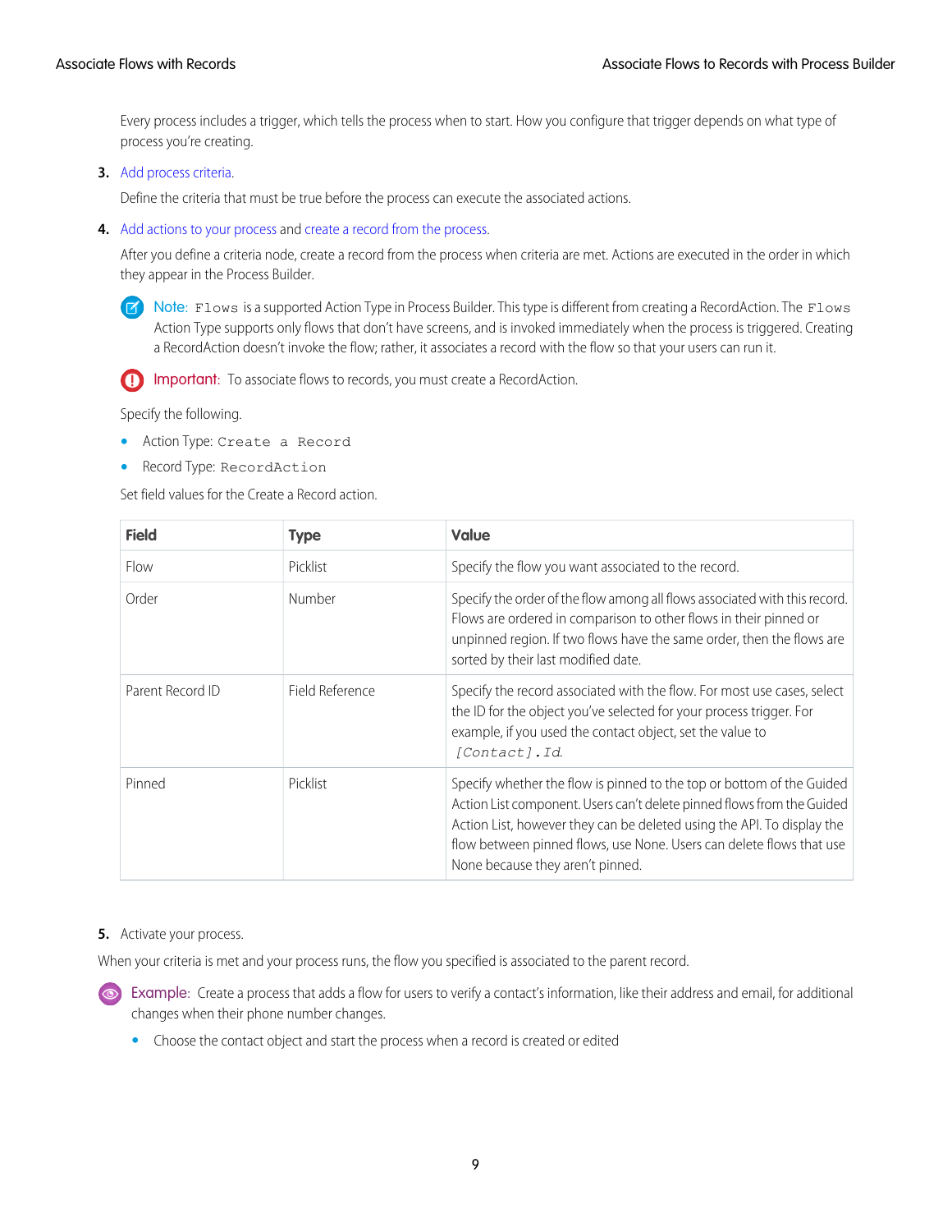Every process includes a trigger, which tells the process when to start. How you configure that trigger depends on what type of process you're creating.

3. Add process criteria.

   Define the criteria that must be true before the process can execute the associated actions.

4. Add actions to your process and create a record from the process.

   After you define a criteria node, create a record from the process when criteria are met. Actions are executed in the order in which they appear in the Process Builder.

   **Note:** `Flows` is a supported Action Type in Process Builder. This type is different from creating a RecordAction. The `Flows` Action Type supports only flows that don't have screens, and is invoked immediately when the process is triggered. Creating a RecordAction doesn't invoke the flow; rather, it associates a record with the flow so that your users can run it.

   **Important:** To associate flows to records, you must create a RecordAction.

   Specify the following.

   - Action Type: `Create a Record`
   - Record Type: `RecordAction`

   Set field values for the Create a Record action.

   | Field | Type | Value |
   | --- | --- | --- |
   | Flow | Picklist | Specify the flow you want associated to the record. |
   | Order | Number | Specify the order of the flow among all flows associated with this record. Flows are ordered in comparison to other flows in their pinned or unpinned region. If two flows have the same order, then the flows are sorted by their last modified date. |
   | Parent Record ID | Field Reference | Specify the record associated with the flow. For most use cases, select the ID for the object you've selected for your process trigger. For example, if you used the contact object, set the value to *`[Contact].Id`*. |
   | Pinned | Picklist | Specify whether the flow is pinned to the top or bottom of the Guided Action List component. Users can't delete pinned flows from the Guided Action List, however they can be deleted using the API. To display the flow between pinned flows, use None. Users can delete flows that use None because they aren't pinned. |

5. Activate your process.

When your criteria is met and your process runs, the flow you specified is associated to the parent record.

**Example:** Create a process that adds a flow for users to verify a contact's information, like their address and email, for additional changes when their phone number changes.

- Choose the contact object and start the process when a record is created or edited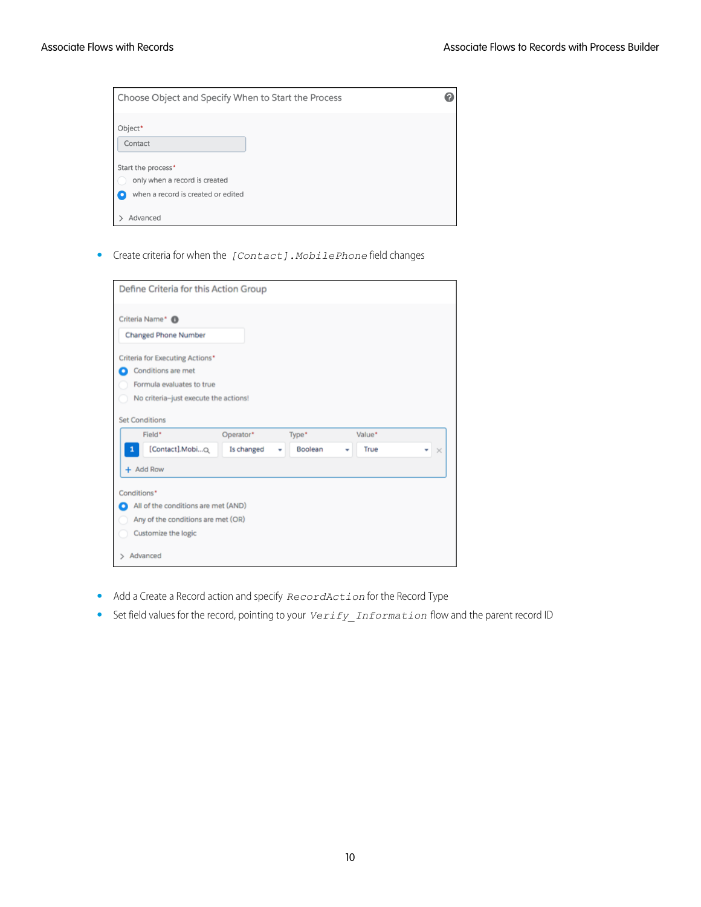- Create criteria for when the `[Contact].MobilePhone` field changes

- Add a Create a Record action and specify `RecordAction` for the Record Type
- Set field values for the record, pointing to your `Verify_Information` flow and the parent record ID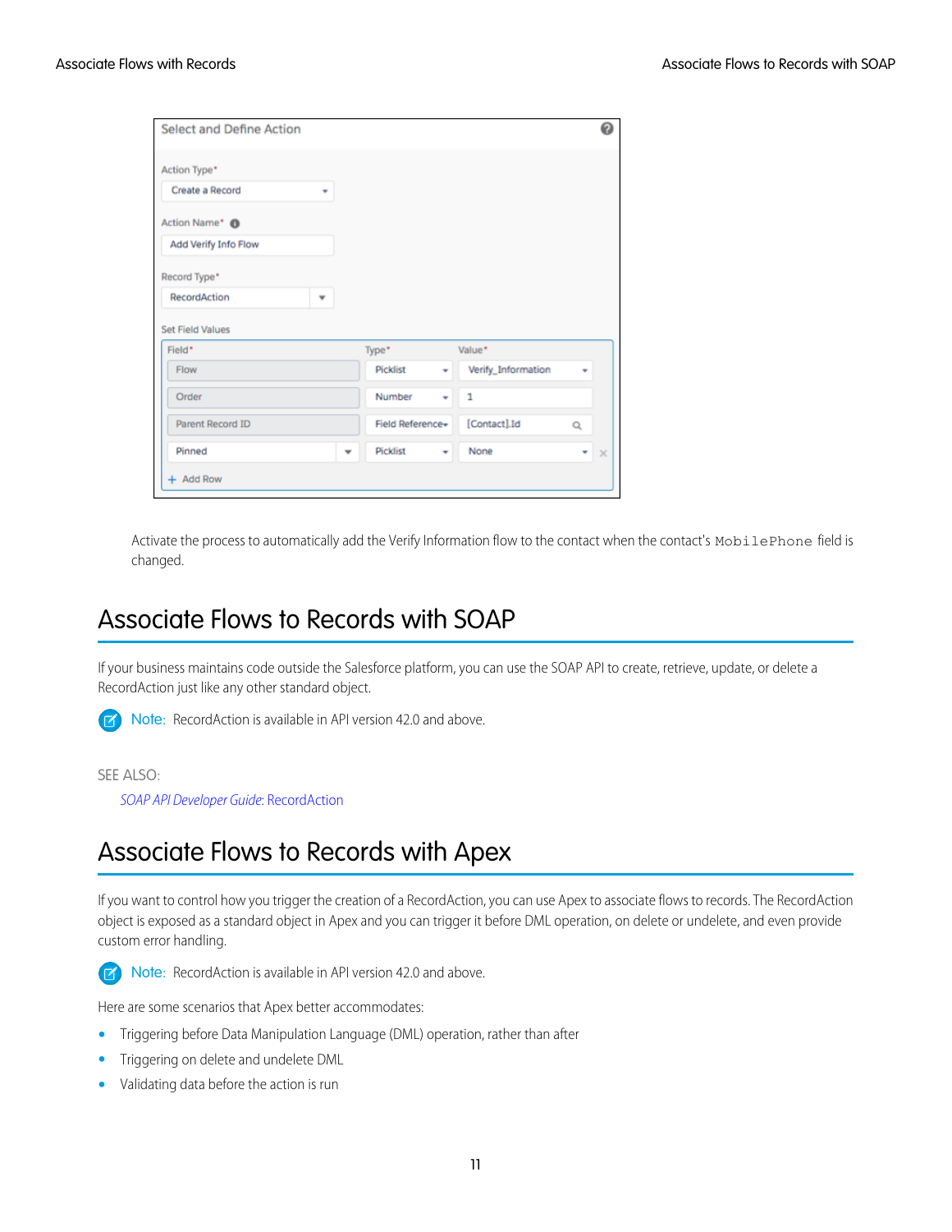Select and Define Action

Action Type*

Create a Record

Action Name*

Add Verify Info Flow

Record Type*

RecordAction

Set Field Values

| Field* | Type* | Value* |
| --- | --- | --- |
| Flow | Picklist | Verify_Information |
| Order | Number | 1 |
| Parent Record ID | Field Reference | [Contact].Id |
| Pinned | Picklist | None |

+ Add Row

Activate the process to automatically add the Verify Information flow to the contact when the contact's `MobilePhone` field is changed.

## Associate Flows to Records with SOAP

If your business maintains code outside the Salesforce platform, you can use the SOAP API to create, retrieve, update, or delete a RecordAction just like any other standard object.

**Note:** RecordAction is available in API version 42.0 and above.

SEE ALSO:

*SOAP API Developer Guide*: RecordAction

## Associate Flows to Records with Apex

If you want to control how you trigger the creation of a RecordAction, you can use Apex to associate flows to records. The RecordAction object is exposed as a standard object in Apex and you can trigger it before DML operation, on delete or undelete, and even provide custom error handling.

**Note:** RecordAction is available in API version 42.0 and above.

Here are some scenarios that Apex better accommodates:

- Triggering before Data Manipulation Language (DML) operation, rather than after
- Triggering on delete and undelete DML
- Validating data before the action is run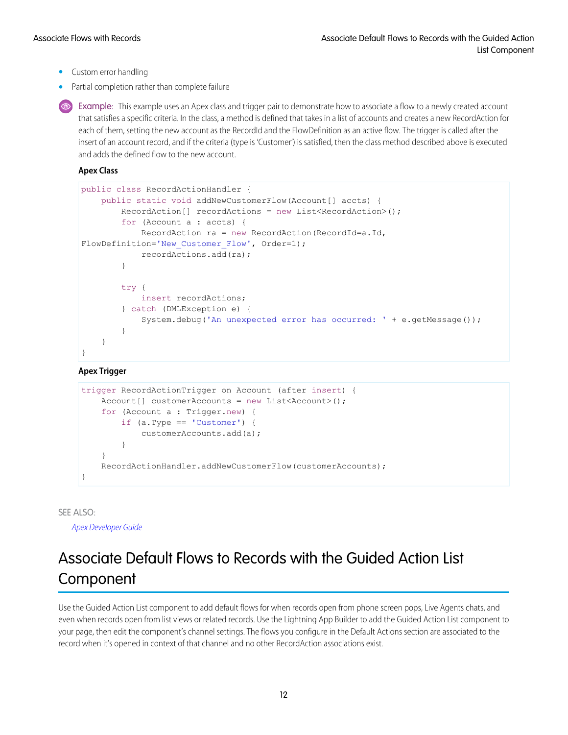- Custom error handling
- Partial completion rather than complete failure

**Example:** This example uses an Apex class and trigger pair to demonstrate how to associate a flow to a newly created account that satisfies a specific criteria. In the class, a method is defined that takes in a list of accounts and creates a new RecordAction for each of them, setting the new account as the RecordId and the FlowDefinition as an active flow. The trigger is called after the insert of an account record, and if the criteria (type is 'Customer') is satisfied, then the class method described above is executed and adds the defined flow to the new account.

**Apex Class**

```
public class RecordActionHandler {
    public static void addNewCustomerFlow(Account[] accts) {
        RecordAction[] recordActions = new List<RecordAction>();
        for (Account a : accts) {
            RecordAction ra = new RecordAction(RecordId=a.Id,
FlowDefinition='New_Customer_Flow', Order=1);
            recordActions.add(ra);
        }

        try {
            insert recordActions;
        } catch (DMLException e) {
            System.debug('An unexpected error has occurred: ' + e.getMessage());
        }
    }
}
```

**Apex Trigger**

```
trigger RecordActionTrigger on Account (after insert) {
    Account[] customerAccounts = new List<Account>();
    for (Account a : Trigger.new) {
        if (a.Type == 'Customer') {
            customerAccounts.add(a);
        }
    }
    RecordActionHandler.addNewCustomerFlow(customerAccounts);
}
```

SEE ALSO:

*Apex Developer Guide*

# Associate Default Flows to Records with the Guided Action List Component

Use the Guided Action List component to add default flows for when records open from phone screen pops, Live Agents chats, and even when records open from list views or related records. Use the Lightning App Builder to add the Guided Action List component to your page, then edit the component's channel settings. The flows you configure in the Default Actions section are associated to the record when it's opened in context of that channel and no other RecordAction associations exist.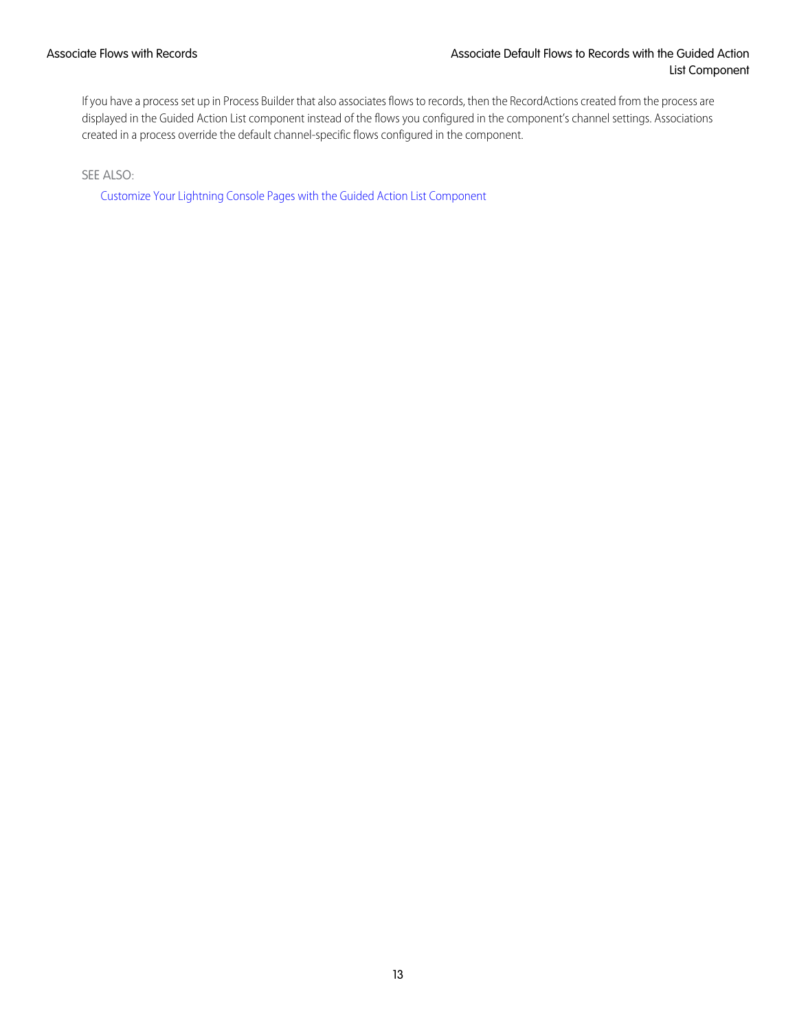If you have a process set up in Process Builder that also associates flows to records, then the RecordActions created from the process are displayed in the Guided Action List component instead of the flows you configured in the component's channel settings. Associations created in a process override the default channel-specific flows configured in the component.

SEE ALSO:

Customize Your Lightning Console Pages with the Guided Action List Component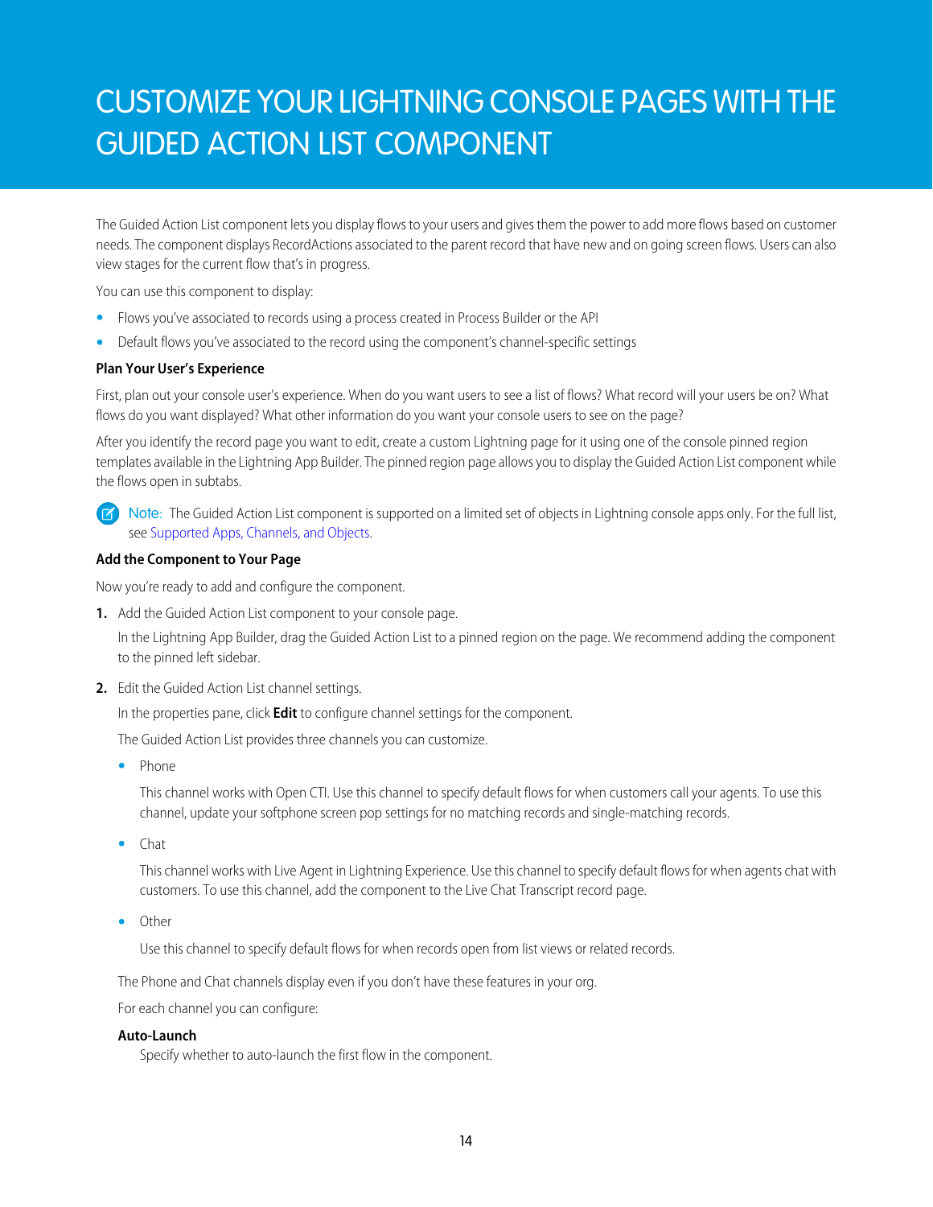# CUSTOMIZE YOUR LIGHTNING CONSOLE PAGES WITH THE GUIDED ACTION LIST COMPONENT

The Guided Action List component lets you display flows to your users and gives them the power to add more flows based on customer needs. The component displays RecordActions associated to the parent record that have new and on going screen flows. Users can also view stages for the current flow that's in progress.

You can use this component to display:

- Flows you've associated to records using a process created in Process Builder or the API
- Default flows you've associated to the record using the component's channel-specific settings

### Plan Your User's Experience

First, plan out your console user's experience. When do you want users to see a list of flows? What record will your users be on? What flows do you want displayed? What other information do you want your console users to see on the page?

After you identify the record page you want to edit, create a custom Lightning page for it using one of the console pinned region templates available in the Lightning App Builder. The pinned region page allows you to display the Guided Action List component while the flows open in subtabs.

> Note: The Guided Action List component is supported on a limited set of objects in Lightning console apps only. For the full list, see Supported Apps, Channels, and Objects.

### Add the Component to Your Page

Now you're ready to add and configure the component.

1. Add the Guided Action List component to your console page.

   In the Lightning App Builder, drag the Guided Action List to a pinned region on the page. We recommend adding the component to the pinned left sidebar.

2. Edit the Guided Action List channel settings.

   In the properties pane, click **Edit** to configure channel settings for the component.

   The Guided Action List provides three channels you can customize.

   - Phone

     This channel works with Open CTI. Use this channel to specify default flows for when customers call your agents. To use this channel, update your softphone screen pop settings for no matching records and single-matching records.

   - Chat

     This channel works with Live Agent in Lightning Experience. Use this channel to specify default flows for when agents chat with customers. To use this channel, add the component to the Live Chat Transcript record page.

   - Other

     Use this channel to specify default flows for when records open from list views or related records.

   The Phone and Chat channels display even if you don't have these features in your org.

   For each channel you can configure:

   **Auto-Launch**
   
   Specify whether to auto-launch the first flow in the component.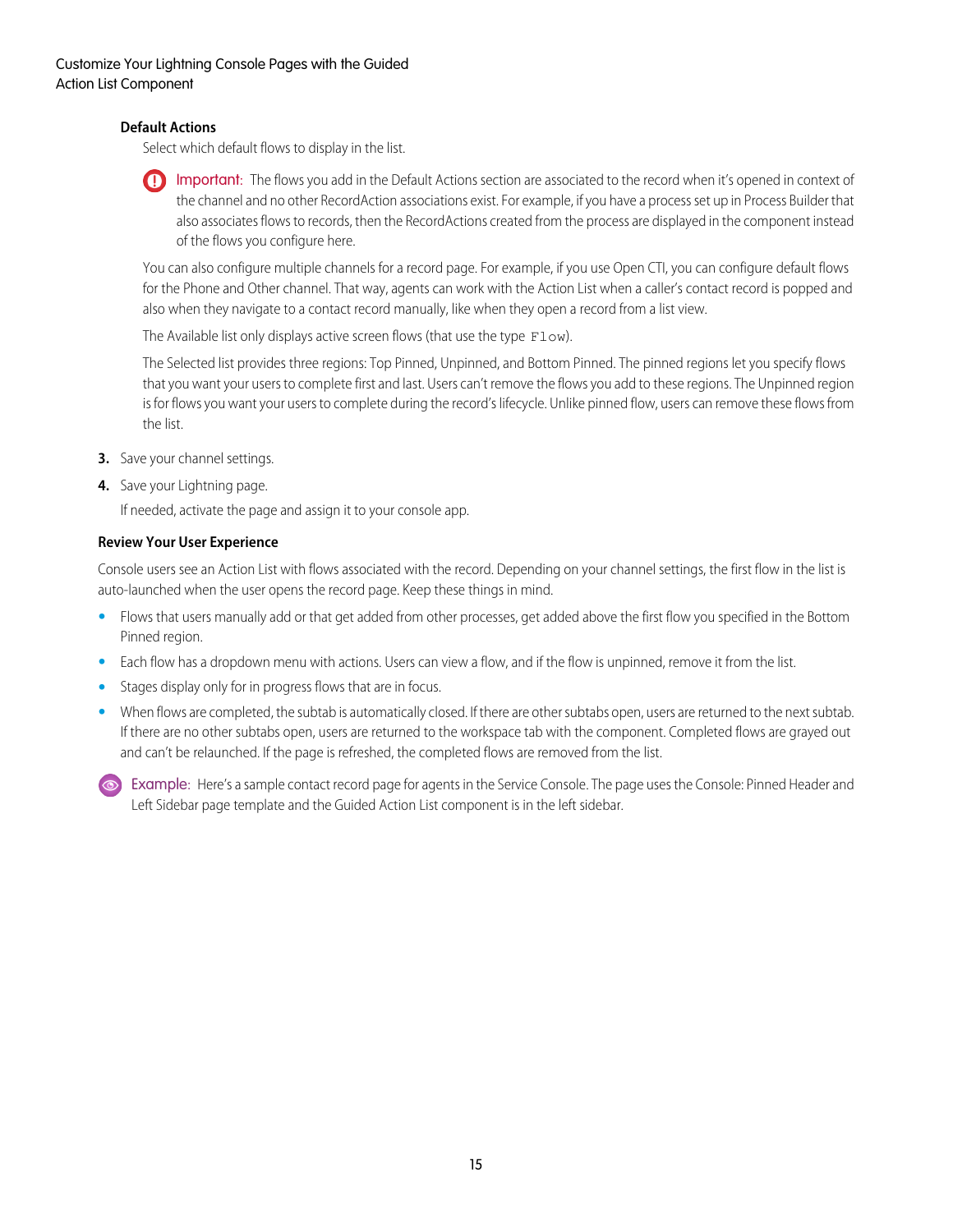**Default Actions**

Select which default flows to display in the list.

> **Important:** The flows you add in the Default Actions section are associated to the record when it's opened in context of the channel and no other RecordAction associations exist. For example, if you have a process set up in Process Builder that also associates flows to records, then the RecordActions created from the process are displayed in the component instead of the flows you configure here.

You can also configure multiple channels for a record page. For example, if you use Open CTI, you can configure default flows for the Phone and Other channel. That way, agents can work with the Action List when a caller's contact record is popped and also when they navigate to a contact record manually, like when they open a record from a list view.

The Available list only displays active screen flows (that use the type `Flow`).

The Selected list provides three regions: Top Pinned, Unpinned, and Bottom Pinned. The pinned regions let you specify flows that you want your users to complete first and last. Users can't remove the flows you add to these regions. The Unpinned region is for flows you want your users to complete during the record's lifecycle. Unlike pinned flow, users can remove these flows from the list.

3. Save your channel settings.
4. Save your Lightning page.

   If needed, activate the page and assign it to your console app.

### Review Your User Experience

Console users see an Action List with flows associated with the record. Depending on your channel settings, the first flow in the list is auto-launched when the user opens the record page. Keep these things in mind.

- Flows that users manually add or that get added from other processes, get added above the first flow you specified in the Bottom Pinned region.
- Each flow has a dropdown menu with actions. Users can view a flow, and if the flow is unpinned, remove it from the list.
- Stages display only for in progress flows that are in focus.
- When flows are completed, the subtab is automatically closed. If there are other subtabs open, users are returned to the next subtab. If there are no other subtabs open, users are returned to the workspace tab with the component. Completed flows are grayed out and can't be relaunched. If the page is refreshed, the completed flows are removed from the list.

> **Example:** Here's a sample contact record page for agents in the Service Console. The page uses the Console: Pinned Header and Left Sidebar page template and the Guided Action List component is in the left sidebar.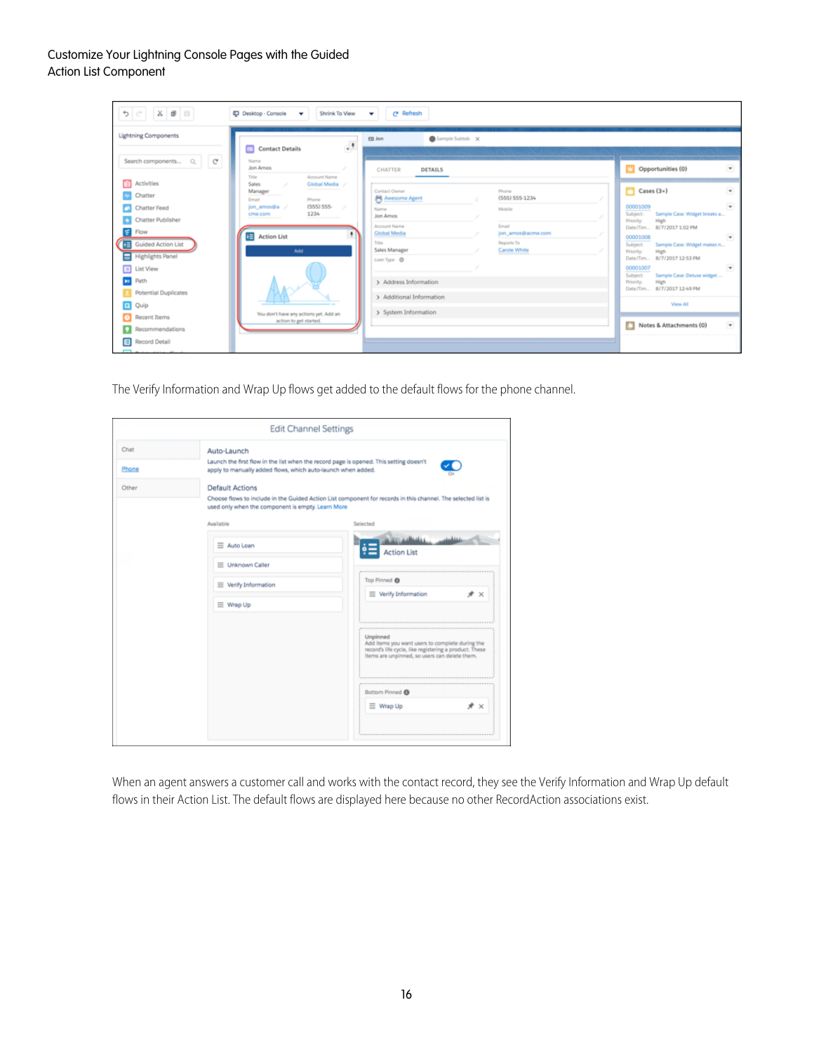The Verify Information and Wrap Up flows get added to the default flows for the phone channel.

When an agent answers a customer call and works with the contact record, they see the Verify Information and Wrap Up default flows in their Action List. The default flows are displayed here because no other RecordAction associations exist.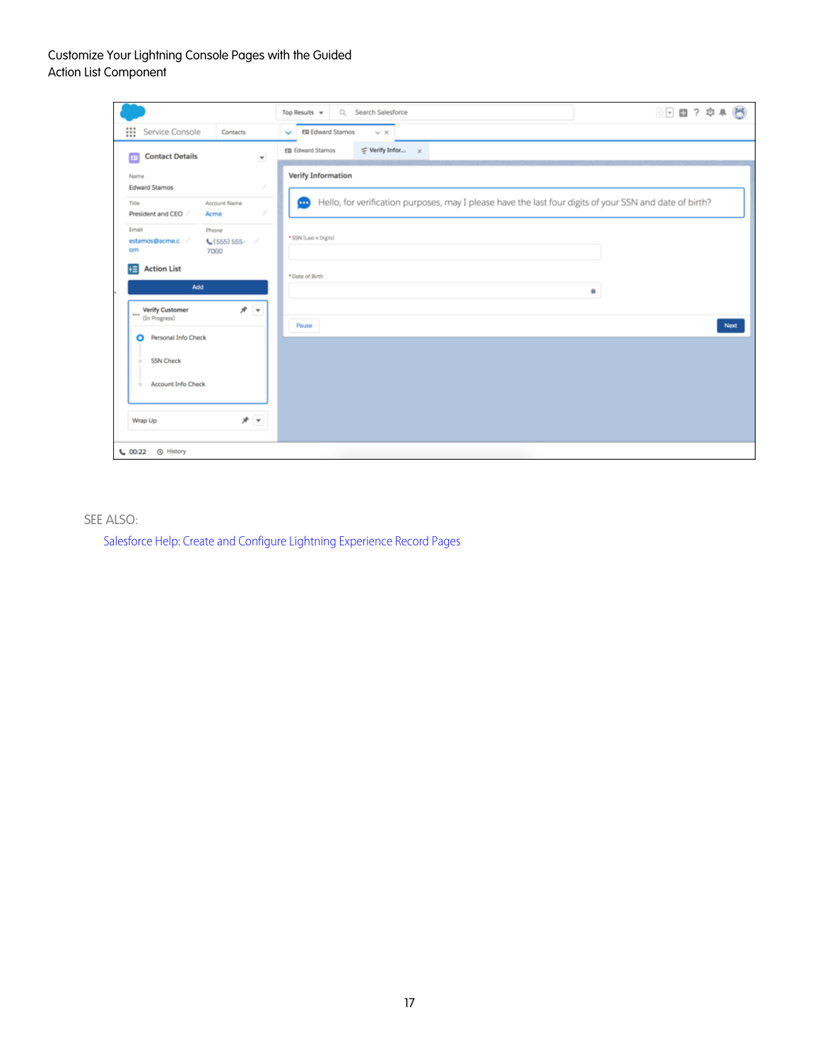SEE ALSO:

Salesforce Help: Create and Configure Lightning Experience Record Pages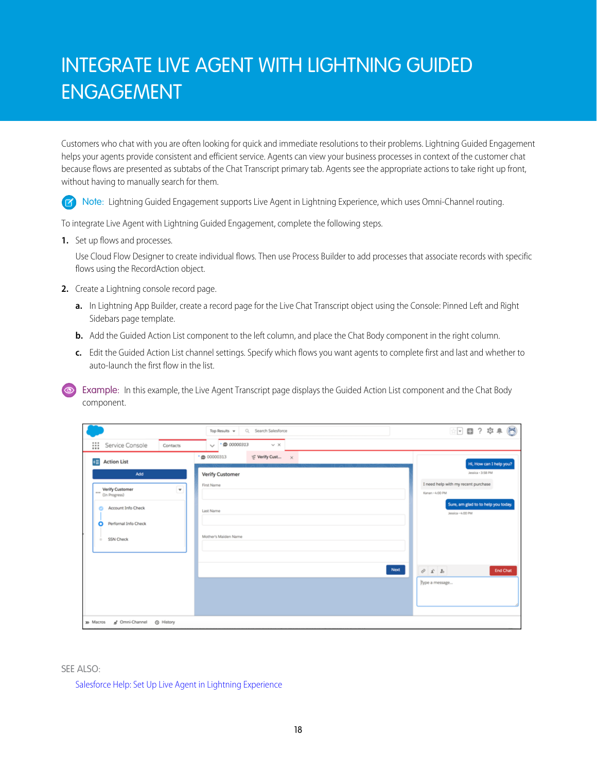# INTEGRATE LIVE AGENT WITH LIGHTNING GUIDED ENGAGEMENT

Customers who chat with you are often looking for quick and immediate resolutions to their problems. Lightning Guided Engagement helps your agents provide consistent and efficient service. Agents can view your business processes in context of the customer chat because flows are presented as subtabs of the Chat Transcript primary tab. Agents see the appropriate actions to take right up front, without having to manually search for them.

Note: Lightning Guided Engagement supports Live Agent in Lightning Experience, which uses Omni-Channel routing.

To integrate Live Agent with Lightning Guided Engagement, complete the following steps.

1. Set up flows and processes.

   Use Cloud Flow Designer to create individual flows. Then use Process Builder to add processes that associate records with specific flows using the RecordAction object.

2. Create a Lightning console record page.

   a. In Lightning App Builder, create a record page for the Live Chat Transcript object using the Console: Pinned Left and Right Sidebars page template.

   b. Add the Guided Action List component to the left column, and place the Chat Body component in the right column.

   c. Edit the Guided Action List channel settings. Specify which flows you want agents to complete first and last and whether to auto-launch the first flow in the list.

Example: In this example, the Live Agent Transcript page displays the Guided Action List component and the Chat Body component.

SEE ALSO:

Salesforce Help: Set Up Live Agent in Lightning Experience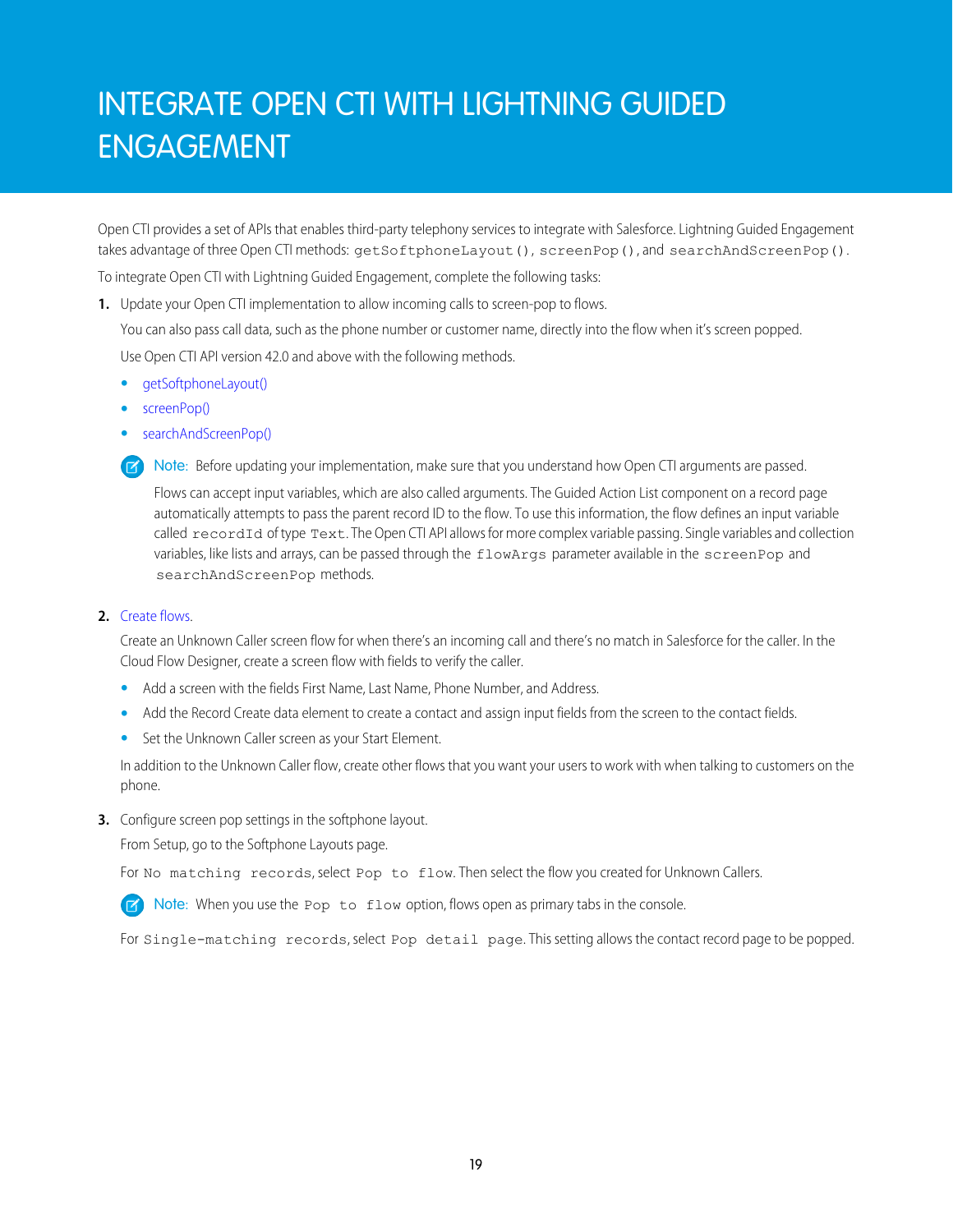# INTEGRATE OPEN CTI WITH LIGHTNING GUIDED ENGAGEMENT

Open CTI provides a set of APIs that enables third-party telephony services to integrate with Salesforce. Lightning Guided Engagement takes advantage of three Open CTI methods: `getSoftphoneLayout()`, `screenPop()`, and `searchAndScreenPop()`.

To integrate Open CTI with Lightning Guided Engagement, complete the following tasks:

1. Update your Open CTI implementation to allow incoming calls to screen-pop to flows.

   You can also pass call data, such as the phone number or customer name, directly into the flow when it's screen popped.

   Use Open CTI API version 42.0 and above with the following methods.

   - getSoftphoneLayout()
   - screenPop()
   - searchAndScreenPop()

   > **Note:** Before updating your implementation, make sure that you understand how Open CTI arguments are passed.
   >
   > Flows can accept input variables, which are also called arguments. The Guided Action List component on a record page automatically attempts to pass the parent record ID to the flow. To use this information, the flow defines an input variable called `recordId` of type `Text`. The Open CTI API allows for more complex variable passing. Single variables and collection variables, like lists and arrays, can be passed through the `flowArgs` parameter available in the `screenPop` and `searchAndScreenPop` methods.

2. Create flows.

   Create an Unknown Caller screen flow for when there's an incoming call and there's no match in Salesforce for the caller. In the Cloud Flow Designer, create a screen flow with fields to verify the caller.

   - Add a screen with the fields First Name, Last Name, Phone Number, and Address.
   - Add the Record Create data element to create a contact and assign input fields from the screen to the contact fields.
   - Set the Unknown Caller screen as your Start Element.

   In addition to the Unknown Caller flow, create other flows that you want your users to work with when talking to customers on the phone.

3. Configure screen pop settings in the softphone layout.

   From Setup, go to the Softphone Layouts page.

   For `No matching records`, select `Pop to flow`. Then select the flow you created for Unknown Callers.

   > **Note:** When you use the `Pop to flow` option, flows open as primary tabs in the console.

   For `Single-matching records`, select `Pop detail page`. This setting allows the contact record page to be popped.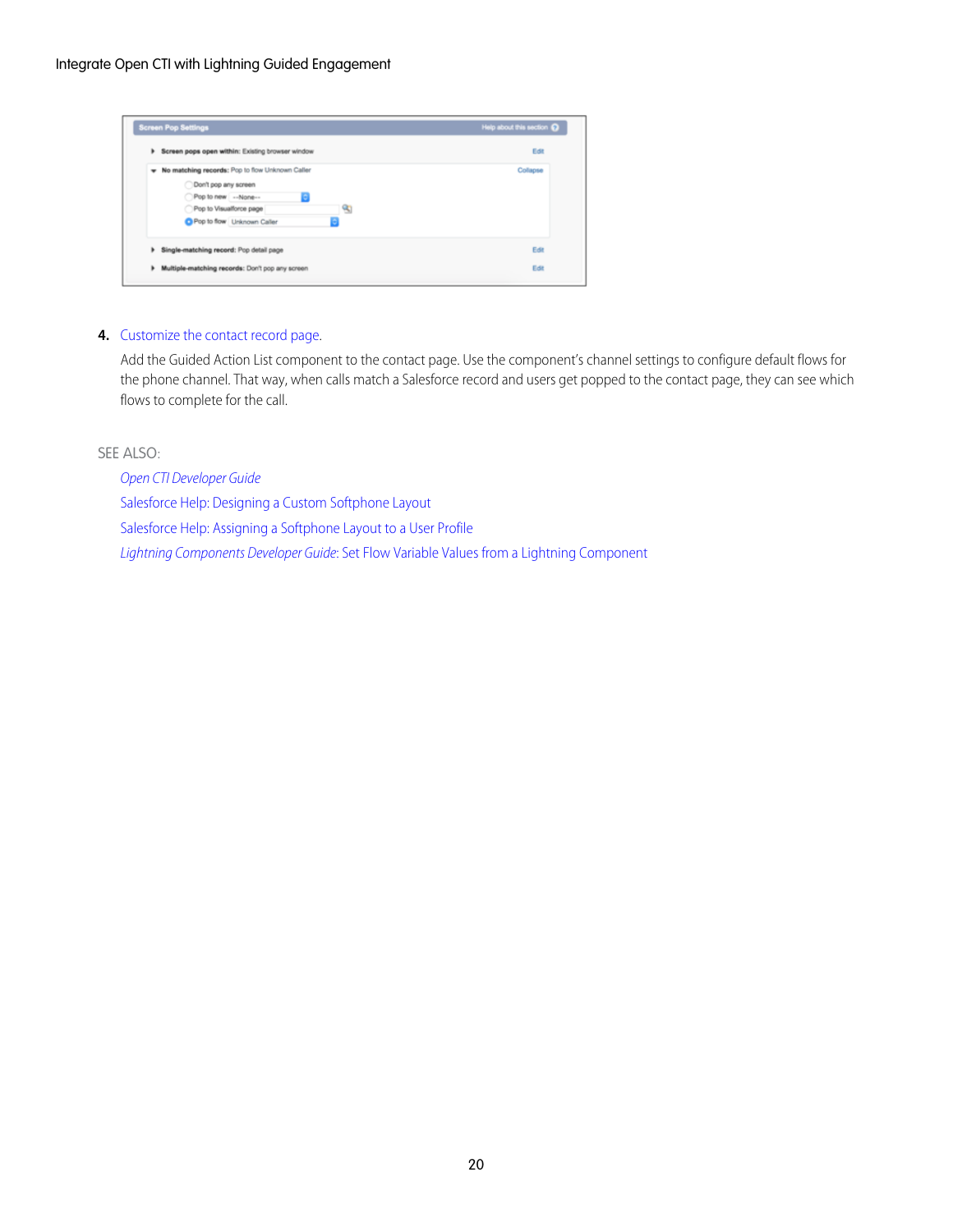4. Customize the contact record page.

   Add the Guided Action List component to the contact page. Use the component's channel settings to configure default flows for the phone channel. That way, when calls match a Salesforce record and users get popped to the contact page, they can see which flows to complete for the call.

SEE ALSO:

*Open CTI Developer Guide*

Salesforce Help: Designing a Custom Softphone Layout

Salesforce Help: Assigning a Softphone Layout to a User Profile

*Lightning Components Developer Guide*: Set Flow Variable Values from a Lightning Component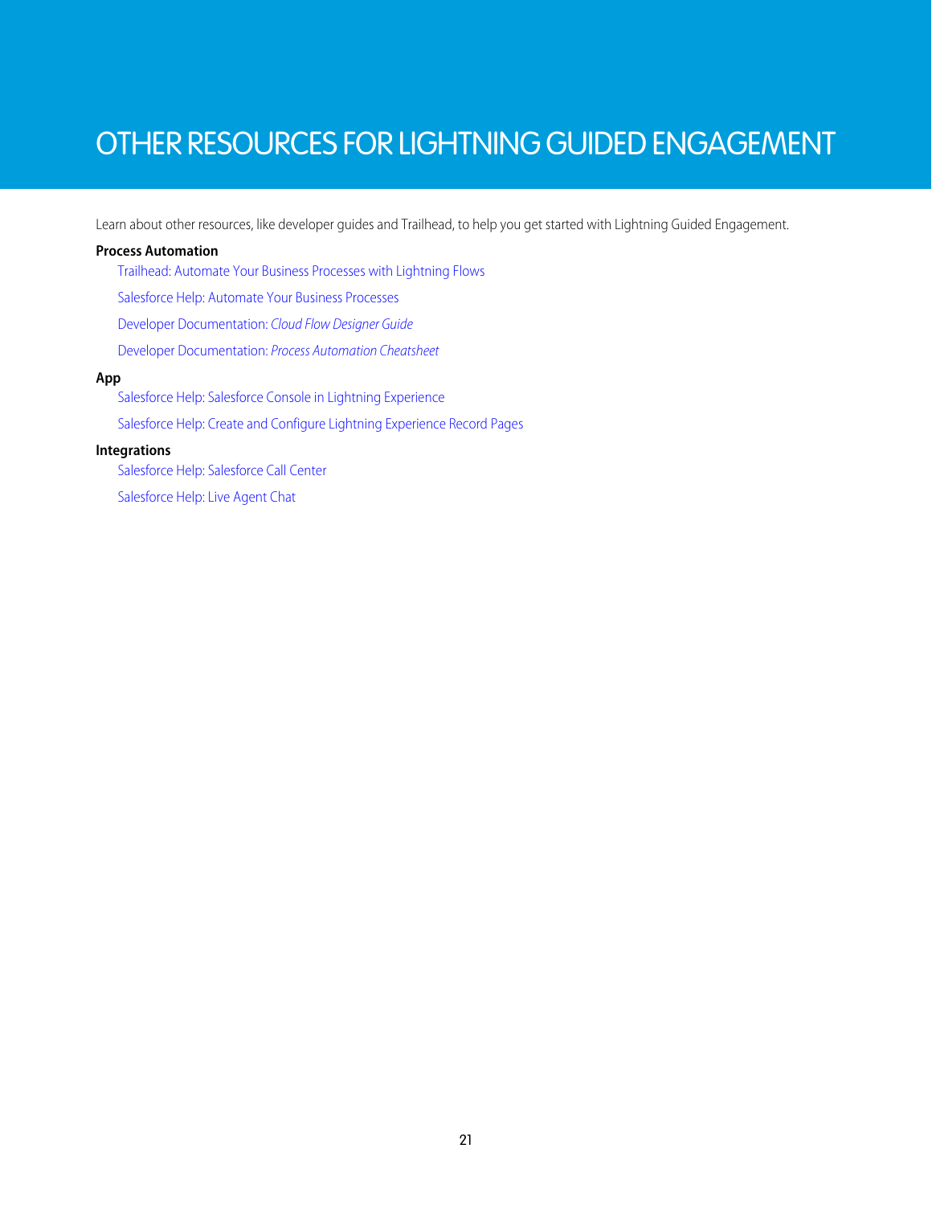# OTHER RESOURCES FOR LIGHTNING GUIDED ENGAGEMENT

Learn about other resources, like developer guides and Trailhead, to help you get started with Lightning Guided Engagement.

**Process Automation**

Trailhead: Automate Your Business Processes with Lightning Flows

Salesforce Help: Automate Your Business Processes

Developer Documentation: *Cloud Flow Designer Guide*

Developer Documentation: *Process Automation Cheatsheet*

**App**

Salesforce Help: Salesforce Console in Lightning Experience

Salesforce Help: Create and Configure Lightning Experience Record Pages

**Integrations**

Salesforce Help: Salesforce Call Center

Salesforce Help: Live Agent Chat